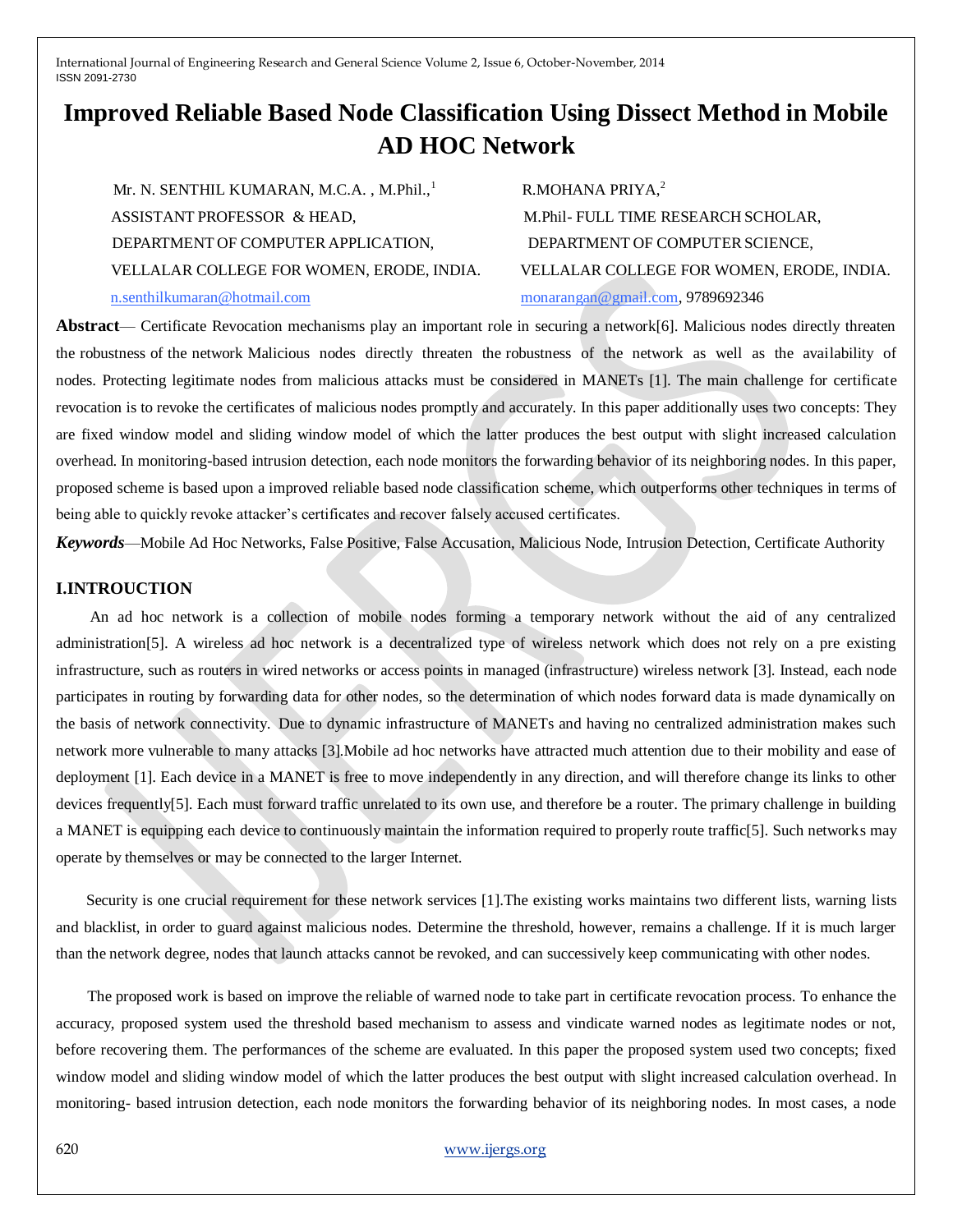# Improved Reliable Based Node Classification Using Dissect Method in Mobile AD HOC Network

Mr. N. SENTHIL KUMARAN, M.C.A. , M.Phil.,[1]
ASSISTANT PROFESSOR & HEAD,
DEPARTMENT OF COMPUTER APPLICATION,
VELLALAR COLLEGE FOR WOMEN, ERODE, INDIA.
n.senthilkumaran@hotmail.com

R.MOHANA PRIYA,[2]
M.Phil- FULL TIME RESEARCH SCHOLAR,
DEPARTMENT OF COMPUTER SCIENCE,
VELLALAR COLLEGE FOR WOMEN, ERODE, INDIA.
monarangan@gmail.com, 9789692346

**Abstract**— Certificate Revocation mechanisms play an important role in securing a network[6]. Malicious nodes directly threaten the robustness of the network Malicious nodes directly threaten the robustness of the network as well as the availability of nodes. Protecting legitimate nodes from malicious attacks must be considered in MANETs [1]. The main challenge for certificate revocation is to revoke the certificates of malicious nodes promptly and accurately. In this paper additionally uses two concepts: They are fixed window model and sliding window model of which the latter produces the best output with slight increased calculation overhead. In monitoring-based intrusion detection, each node monitors the forwarding behavior of its neighboring nodes. In this paper, proposed scheme is based upon a improved reliable based node classification scheme, which outperforms other techniques in terms of being able to quickly revoke attacker's certificates and recover falsely accused certificates.

***Keywords***—Mobile Ad Hoc Networks, False Positive, False Accusation, Malicious Node, Intrusion Detection, Certificate Authority

## I.INTROUCTION

An ad hoc network is a collection of mobile nodes forming a temporary network without the aid of any centralized administration[5]. A wireless ad hoc network is a decentralized type of wireless network which does not rely on a pre existing infrastructure, such as routers in wired networks or access points in managed (infrastructure) wireless network [3]. Instead, each node participates in routing by forwarding data for other nodes, so the determination of which nodes forward data is made dynamically on the basis of network connectivity. Due to dynamic infrastructure of MANETs and having no centralized administration makes such network more vulnerable to many attacks [3].Mobile ad hoc networks have attracted much attention due to their mobility and ease of deployment [1]. Each device in a MANET is free to move independently in any direction, and will therefore change its links to other devices frequently[5]. Each must forward traffic unrelated to its own use, and therefore be a router. The primary challenge in building a MANET is equipping each device to continuously maintain the information required to properly route traffic[5]. Such networks may operate by themselves or may be connected to the larger Internet.

Security is one crucial requirement for these network services [1].The existing works maintains two different lists, warning lists and blacklist, in order to guard against malicious nodes. Determine the threshold, however, remains a challenge. If it is much larger than the network degree, nodes that launch attacks cannot be revoked, and can successively keep communicating with other nodes.

The proposed work is based on improve the reliable of warned node to take part in certificate revocation process. To enhance the accuracy, proposed system used the threshold based mechanism to assess and vindicate warned nodes as legitimate nodes or not, before recovering them. The performances of the scheme are evaluated. In this paper the proposed system used two concepts; fixed window model and sliding window model of which the latter produces the best output with slight increased calculation overhead. In monitoring- based intrusion detection, each node monitors the forwarding behavior of its neighboring nodes. In most cases, a node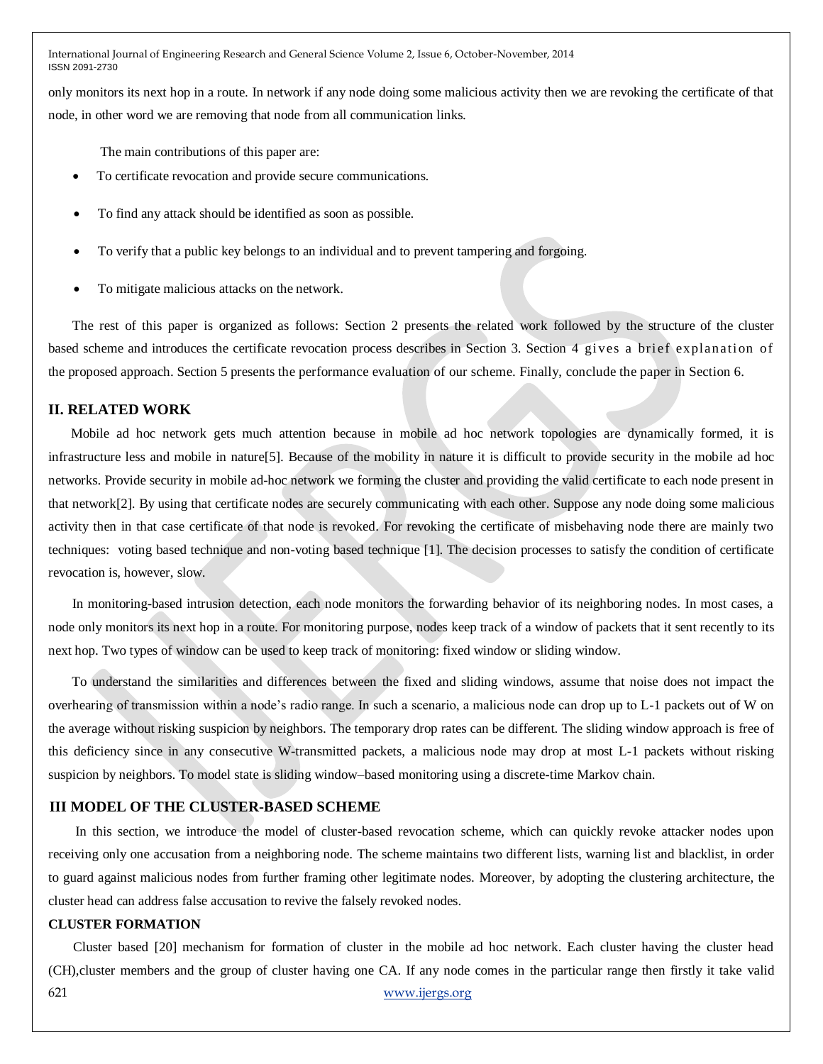only monitors its next hop in a route. In network if any node doing some malicious activity then we are revoking the certificate of that node, in other word we are removing that node from all communication links.

The main contributions of this paper are:

- To certificate revocation and provide secure communications.
- To find any attack should be identified as soon as possible.
- To verify that a public key belongs to an individual and to prevent tampering and forgoing.
- To mitigate malicious attacks on the network.

The rest of this paper is organized as follows: Section 2 presents the related work followed by the structure of the cluster based scheme and introduces the certificate revocation process describes in Section 3. Section 4 gives a brief explanation of the proposed approach. Section 5 presents the performance evaluation of our scheme. Finally, conclude the paper in Section 6.

## II. RELATED WORK

Mobile ad hoc network gets much attention because in mobile ad hoc network topologies are dynamically formed, it is infrastructure less and mobile in nature[5]. Because of the mobility in nature it is difficult to provide security in the mobile ad hoc networks. Provide security in mobile ad-hoc network we forming the cluster and providing the valid certificate to each node present in that network[2]. By using that certificate nodes are securely communicating with each other. Suppose any node doing some malicious activity then in that case certificate of that node is revoked. For revoking the certificate of misbehaving node there are mainly two techniques: voting based technique and non-voting based technique [1]. The decision processes to satisfy the condition of certificate revocation is, however, slow.

In monitoring-based intrusion detection, each node monitors the forwarding behavior of its neighboring nodes. In most cases, a node only monitors its next hop in a route. For monitoring purpose, nodes keep track of a window of packets that it sent recently to its next hop. Two types of window can be used to keep track of monitoring: fixed window or sliding window.

To understand the similarities and differences between the fixed and sliding windows, assume that noise does not impact the overhearing of transmission within a node's radio range. In such a scenario, a malicious node can drop up to L-1 packets out of W on the average without risking suspicion by neighbors. The temporary drop rates can be different. The sliding window approach is free of this deficiency since in any consecutive W-transmitted packets, a malicious node may drop at most L-1 packets without risking suspicion by neighbors. To model state is sliding window–based monitoring using a discrete-time Markov chain.

## III MODEL OF THE CLUSTER-BASED SCHEME

In this section, we introduce the model of cluster-based revocation scheme, which can quickly revoke attacker nodes upon receiving only one accusation from a neighboring node. The scheme maintains two different lists, warning list and blacklist, in order to guard against malicious nodes from further framing other legitimate nodes. Moreover, by adopting the clustering architecture, the cluster head can address false accusation to revive the falsely revoked nodes.

### CLUSTER FORMATION

Cluster based [20] mechanism for formation of cluster in the mobile ad hoc network. Each cluster having the cluster head (CH),cluster members and the group of cluster having one CA. If any node comes in the particular range then firstly it take valid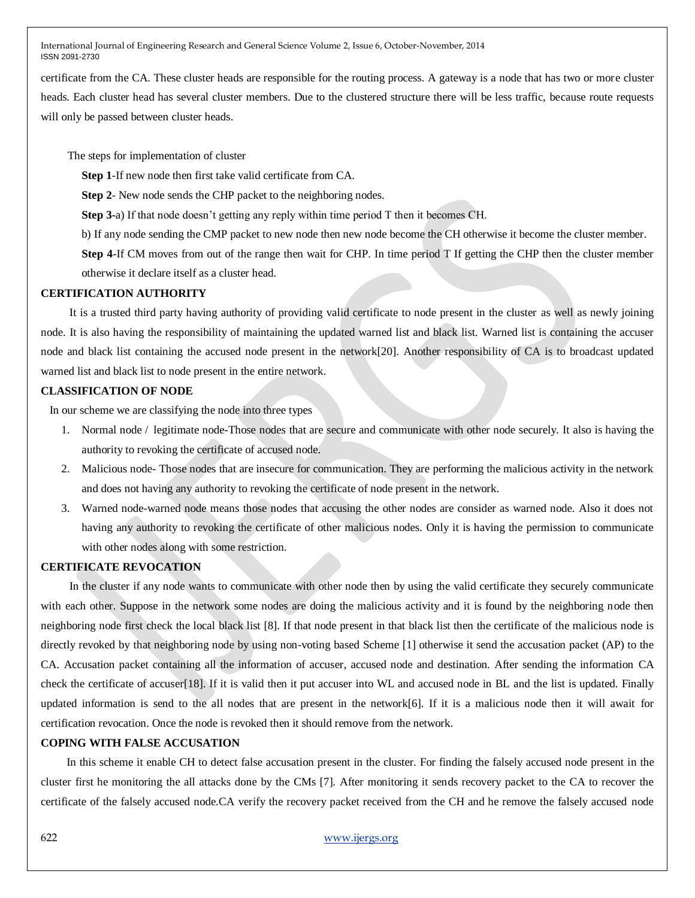certificate from the CA. These cluster heads are responsible for the routing process. A gateway is a node that has two or more cluster heads. Each cluster head has several cluster members. Due to the clustered structure there will be less traffic, because route requests will only be passed between cluster heads.

The steps for implementation of cluster

**Step 1**-If new node then first take valid certificate from CA.

**Step 2**- New node sends the CHP packet to the neighboring nodes.

**Step 3**-a) If that node doesn't getting any reply within time period T then it becomes CH.

b) If any node sending the CMP packet to new node then new node become the CH otherwise it become the cluster member.

**Step 4**-If CM moves from out of the range then wait for CHP. In time period T If getting the CHP then the cluster member otherwise it declare itself as a cluster head.

**CERTIFICATION AUTHORITY**

It is a trusted third party having authority of providing valid certificate to node present in the cluster as well as newly joining node. It is also having the responsibility of maintaining the updated warned list and black list. Warned list is containing the accuser node and black list containing the accused node present in the network[20]. Another responsibility of CA is to broadcast updated warned list and black list to node present in the entire network.

**CLASSIFICATION OF NODE**

In our scheme we are classifying the node into three types

1. Normal node / legitimate node-Those nodes that are secure and communicate with other node securely. It also is having the authority to revoking the certificate of accused node.
2. Malicious node- Those nodes that are insecure for communication. They are performing the malicious activity in the network and does not having any authority to revoking the certificate of node present in the network.
3. Warned node-warned node means those nodes that accusing the other nodes are consider as warned node. Also it does not having any authority to revoking the certificate of other malicious nodes. Only it is having the permission to communicate with other nodes along with some restriction.

**CERTIFICATE REVOCATION**

In the cluster if any node wants to communicate with other node then by using the valid certificate they securely communicate with each other. Suppose in the network some nodes are doing the malicious activity and it is found by the neighboring node then neighboring node first check the local black list [8]. If that node present in that black list then the certificate of the malicious node is directly revoked by that neighboring node by using non-voting based Scheme [1] otherwise it send the accusation packet (AP) to the CA. Accusation packet containing all the information of accuser, accused node and destination. After sending the information CA check the certificate of accuser[18]. If it is valid then it put accuser into WL and accused node in BL and the list is updated. Finally updated information is send to the all nodes that are present in the network[6]. If it is a malicious node then it will await for certification revocation. Once the node is revoked then it should remove from the network.

**COPING WITH FALSE ACCUSATION**

In this scheme it enable CH to detect false accusation present in the cluster. For finding the falsely accused node present in the cluster first he monitoring the all attacks done by the CMs [7]. After monitoring it sends recovery packet to the CA to recover the certificate of the falsely accused node.CA verify the recovery packet received from the CH and he remove the falsely accused node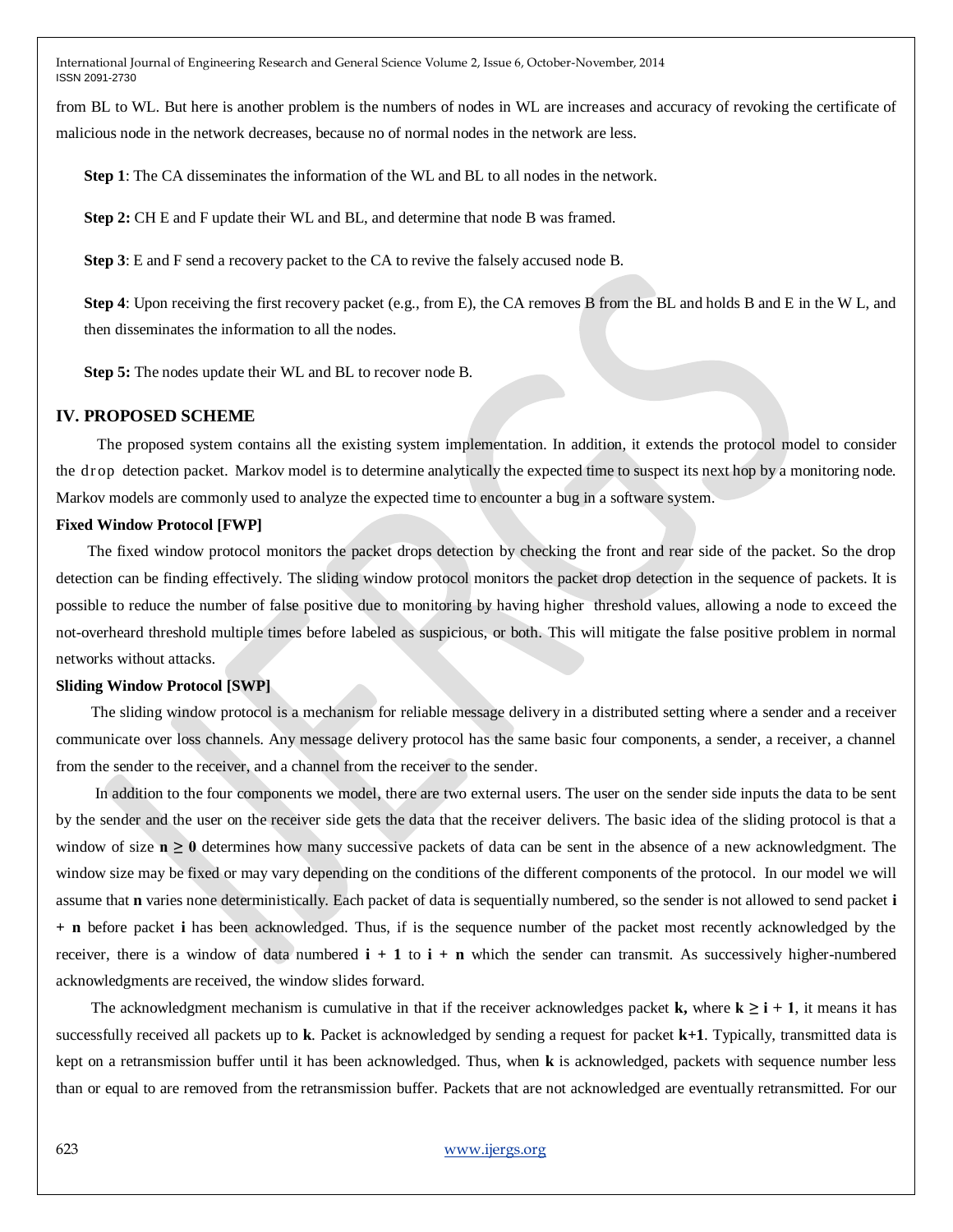from BL to WL. But here is another problem is the numbers of nodes in WL are increases and accuracy of revoking the certificate of malicious node in the network decreases, because no of normal nodes in the network are less.

**Step 1**: The CA disseminates the information of the WL and BL to all nodes in the network.

**Step 2:** CH E and F update their WL and BL, and determine that node B was framed.

**Step 3**: E and F send a recovery packet to the CA to revive the falsely accused node B.

**Step 4**: Upon receiving the first recovery packet (e.g., from E), the CA removes B from the BL and holds B and E in the W L, and then disseminates the information to all the nodes.

**Step 5:** The nodes update their WL and BL to recover node B.

## IV. PROPOSED SCHEME

The proposed system contains all the existing system implementation. In addition, it extends the protocol model to consider the drop detection packet. Markov model is to determine analytically the expected time to suspect its next hop by a monitoring node. Markov models are commonly used to analyze the expected time to encounter a bug in a software system.

### Fixed Window Protocol [FWP]

The fixed window protocol monitors the packet drops detection by checking the front and rear side of the packet. So the drop detection can be finding effectively. The sliding window protocol monitors the packet drop detection in the sequence of packets. It is possible to reduce the number of false positive due to monitoring by having higher threshold values, allowing a node to exceed the not-overheard threshold multiple times before labeled as suspicious, or both. This will mitigate the false positive problem in normal networks without attacks.

### Sliding Window Protocol [SWP]

The sliding window protocol is a mechanism for reliable message delivery in a distributed setting where a sender and a receiver communicate over loss channels. Any message delivery protocol has the same basic four components, a sender, a receiver, a channel from the sender to the receiver, and a channel from the receiver to the sender.

In addition to the four components we model, there are two external users. The user on the sender side inputs the data to be sent by the sender and the user on the receiver side gets the data that the receiver delivers. The basic idea of the sliding protocol is that a window of size $\mathbf{n \geq 0}$ determines how many successive packets of data can be sent in the absence of a new acknowledgment. The window size may be fixed or may vary depending on the conditions of the different components of the protocol. In our model we will assume that **n** varies none deterministically. Each packet of data is sequentially numbered, so the sender is not allowed to send packet $\mathbf{i + n}$ before packet **i** has been acknowledged. Thus, if is the sequence number of the packet most recently acknowledged by the receiver, there is a window of data numbered $\mathbf{i + 1}$ to $\mathbf{i + n}$ which the sender can transmit. As successively higher-numbered acknowledgments are received, the window slides forward.

The acknowledgment mechanism is cumulative in that if the receiver acknowledges packet **k,** where $\mathbf{k \geq i + 1}$, it means it has successfully received all packets up to **k**. Packet is acknowledged by sending a request for packet **k+1**. Typically, transmitted data is kept on a retransmission buffer until it has been acknowledged. Thus, when **k** is acknowledged, packets with sequence number less than or equal to are removed from the retransmission buffer. Packets that are not acknowledged are eventually retransmitted. For our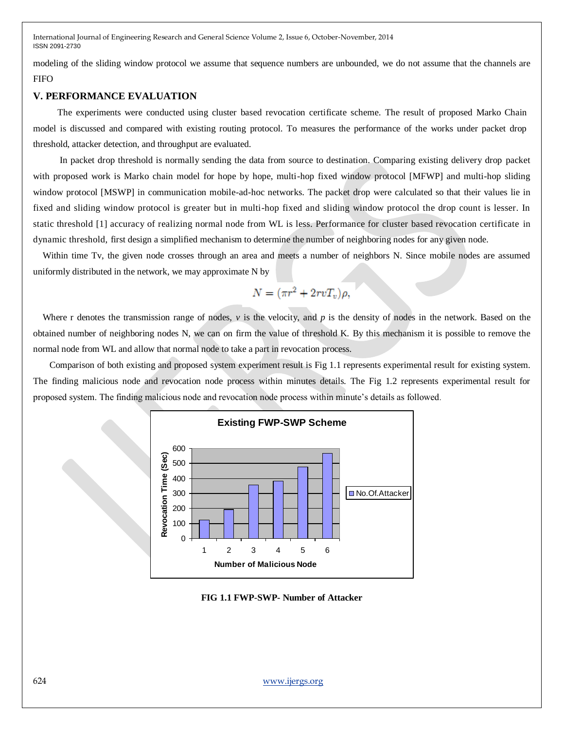modeling of the sliding window protocol we assume that sequence numbers are unbounded, we do not assume that the channels are FIFO

## V. PERFORMANCE EVALUATION

The experiments were conducted using cluster based revocation certificate scheme. The result of proposed Marko Chain model is discussed and compared with existing routing protocol. To measures the performance of the works under packet drop threshold, attacker detection, and throughput are evaluated.

In packet drop threshold is normally sending the data from source to destination. Comparing existing delivery drop packet with proposed work is Marko chain model for hope by hope, multi-hop fixed window protocol [MFWP] and multi-hop sliding window protocol [MSWP] in communication mobile-ad-hoc networks. The packet drop were calculated so that their values lie in fixed and sliding window protocol is greater but in multi-hop fixed and sliding window protocol the drop count is lesser. In static threshold [1] accuracy of realizing normal node from WL is less. Performance for cluster based revocation certificate in dynamic threshold, first design a simplified mechanism to determine the number of neighboring nodes for any given node.

Within time Tv, the given node crosses through an area and meets a number of neighbors N. Since mobile nodes are assumed uniformly distributed in the network, we may approximate N by

$$N = (\pi r^2 + 2rvT_v)\rho,$$

Where r denotes the transmission range of nodes, *v* is the velocity, and *p* is the density of nodes in the network. Based on the obtained number of neighboring nodes N, we can on firm the value of threshold K. By this mechanism it is possible to remove the normal node from WL and allow that normal node to take a part in revocation process.

Comparison of both existing and proposed system experiment result is Fig 1.1 represents experimental result for existing system. The finding malicious node and revocation node process within minutes details. The Fig 1.2 represents experimental result for proposed system. The finding malicious node and revocation node process within minute's details as followed.

**Existing FWP-SWP Scheme**

| Number of Malicious Node | Revocation Time (Sec) |
|---|---|
| 1 | ~120 |
| 2 | ~190 |
| 3 | ~355 |
| 4 | ~380 |
| 5 | ~475 |
| 6 | ~565 |

Legend: No.Of.Attacker

**FIG 1.1 FWP-SWP- Number of Attacker**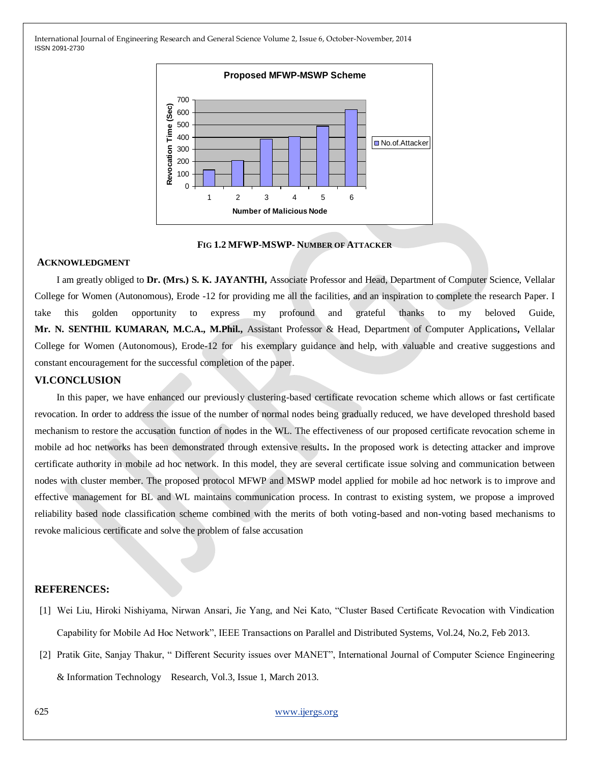**FIG 1.2 MFWP-MSWP- NUMBER OF ATTACKER**

## ACKNOWLEDGMENT

I am greatly obliged to **Dr. (Mrs.) S. K. JAYANTHI,** Associate Professor and Head, Department of Computer Science, Vellalar College for Women (Autonomous), Erode -12 for providing me all the facilities, and an inspiration to complete the research Paper. I take this golden opportunity to express my profound and grateful thanks to my beloved Guide, **Mr. N. SENTHIL KUMARAN, M.C.A., M.Phil.,** Assistant Professor & Head, Department of Computer Applications**,** Vellalar College for Women (Autonomous), Erode-12 for his exemplary guidance and help, with valuable and creative suggestions and constant encouragement for the successful completion of the paper.

## VI.CONCLUSION

In this paper, we have enhanced our previously clustering-based certificate revocation scheme which allows or fast certificate revocation. In order to address the issue of the number of normal nodes being gradually reduced, we have developed threshold based mechanism to restore the accusation function of nodes in the WL. The effectiveness of our proposed certificate revocation scheme in mobile ad hoc networks has been demonstrated through extensive results**.** In the proposed work is detecting attacker and improve certificate authority in mobile ad hoc network. In this model, they are several certificate issue solving and communication between nodes with cluster member. The proposed protocol MFWP and MSWP model applied for mobile ad hoc network is to improve and effective management for BL and WL maintains communication process. In contrast to existing system, we propose a improved reliability based node classification scheme combined with the merits of both voting-based and non-voting based mechanisms to revoke malicious certificate and solve the problem of false accusation

## REFERENCES:

[1] Wei Liu, Hiroki Nishiyama, Nirwan Ansari, Jie Yang, and Nei Kato, "Cluster Based Certificate Revocation with Vindication Capability for Mobile Ad Hoc Network", IEEE Transactions on Parallel and Distributed Systems, Vol.24, No.2, Feb 2013.

[2] Pratik Gite, Sanjay Thakur, " Different Security issues over MANET", International Journal of Computer Science Engineering & Information Technology Research, Vol.3, Issue 1, March 2013.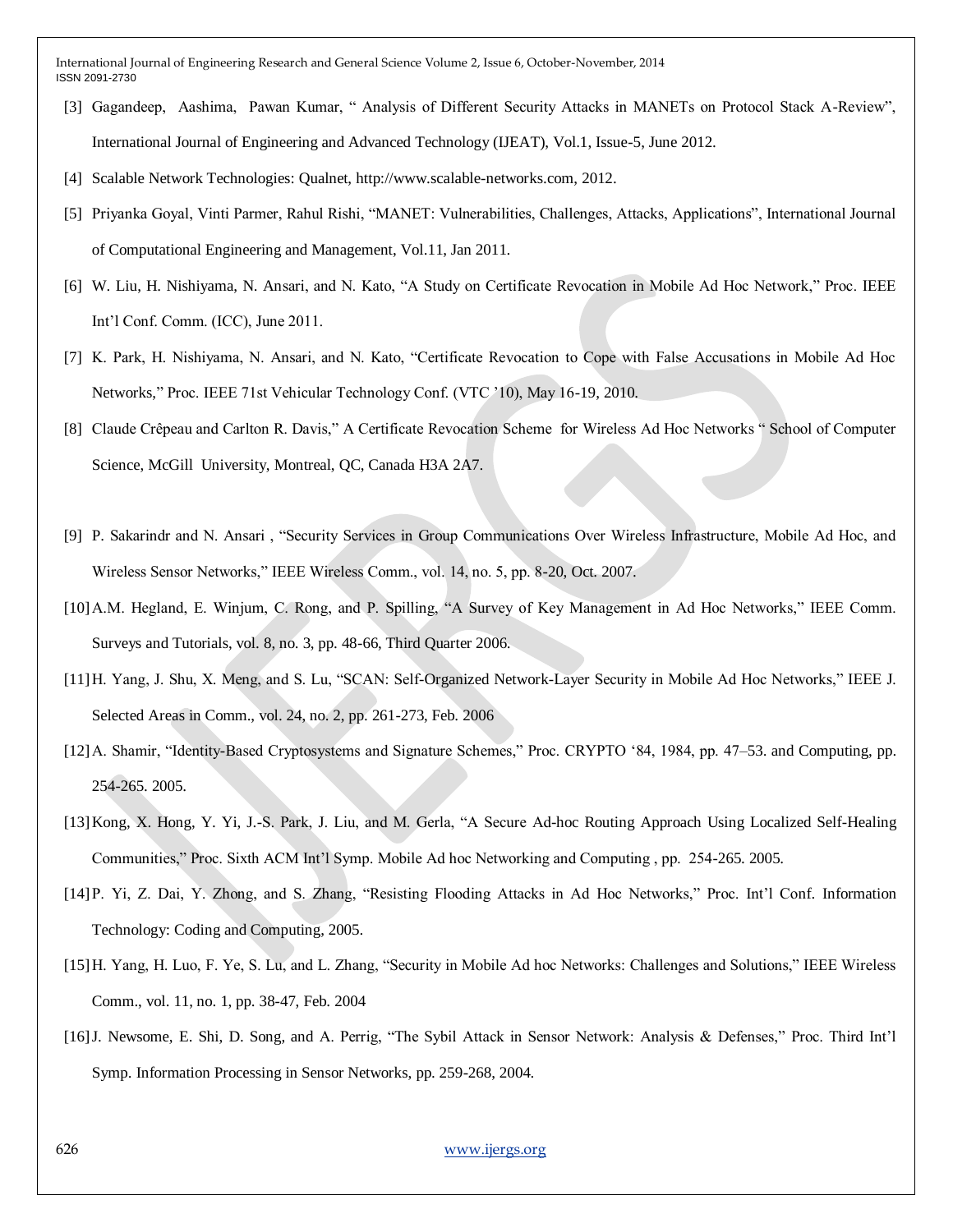[3] Gagandeep, Aashima, Pawan Kumar, " Analysis of Different Security Attacks in MANETs on Protocol Stack A-Review", International Journal of Engineering and Advanced Technology (IJEAT), Vol.1, Issue-5, June 2012.

[4] Scalable Network Technologies: Qualnet, http://www.scalable-networks.com, 2012.

[5] Priyanka Goyal, Vinti Parmer, Rahul Rishi, "MANET: Vulnerabilities, Challenges, Attacks, Applications", International Journal of Computational Engineering and Management, Vol.11, Jan 2011.

[6] W. Liu, H. Nishiyama, N. Ansari, and N. Kato, "A Study on Certificate Revocation in Mobile Ad Hoc Network," Proc. IEEE Int'l Conf. Comm. (ICC), June 2011.

[7] K. Park, H. Nishiyama, N. Ansari, and N. Kato, "Certificate Revocation to Cope with False Accusations in Mobile Ad Hoc Networks," Proc. IEEE 71st Vehicular Technology Conf. (VTC '10), May 16-19, 2010.

[8] Claude Crêpeau and Carlton R. Davis," A Certificate Revocation Scheme for Wireless Ad Hoc Networks " School of Computer Science, McGill University, Montreal, QC, Canada H3A 2A7.

[9] P. Sakarindr and N. Ansari , "Security Services in Group Communications Over Wireless Infrastructure, Mobile Ad Hoc, and Wireless Sensor Networks," IEEE Wireless Comm., vol. 14, no. 5, pp. 8-20, Oct. 2007.

[10] A.M. Hegland, E. Winjum, C. Rong, and P. Spilling, "A Survey of Key Management in Ad Hoc Networks," IEEE Comm. Surveys and Tutorials, vol. 8, no. 3, pp. 48-66, Third Quarter 2006.

[11] H. Yang, J. Shu, X. Meng, and S. Lu, "SCAN: Self-Organized Network-Layer Security in Mobile Ad Hoc Networks," IEEE J. Selected Areas in Comm., vol. 24, no. 2, pp. 261-273, Feb. 2006

[12] A. Shamir, "Identity-Based Cryptosystems and Signature Schemes," Proc. CRYPTO '84, 1984, pp. 47–53. and Computing, pp. 254-265. 2005.

[13] Kong, X. Hong, Y. Yi, J.-S. Park, J. Liu, and M. Gerla, "A Secure Ad-hoc Routing Approach Using Localized Self-Healing Communities," Proc. Sixth ACM Int'l Symp. Mobile Ad hoc Networking and Computing , pp. 254-265. 2005.

[14] P. Yi, Z. Dai, Y. Zhong, and S. Zhang, "Resisting Flooding Attacks in Ad Hoc Networks," Proc. Int'l Conf. Information Technology: Coding and Computing, 2005.

[15] H. Yang, H. Luo, F. Ye, S. Lu, and L. Zhang, "Security in Mobile Ad hoc Networks: Challenges and Solutions," IEEE Wireless Comm., vol. 11, no. 1, pp. 38-47, Feb. 2004

[16] J. Newsome, E. Shi, D. Song, and A. Perrig, "The Sybil Attack in Sensor Network: Analysis & Defenses," Proc. Third Int'l Symp. Information Processing in Sensor Networks, pp. 259-268, 2004.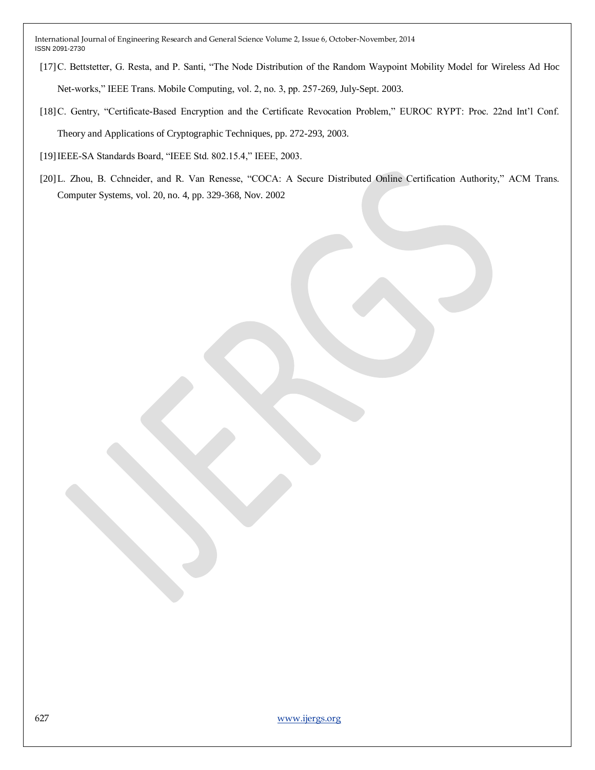[17] C. Bettstetter, G. Resta, and P. Santi, “The Node Distribution of the Random Waypoint Mobility Model for Wireless Ad Hoc Net-works,” IEEE Trans. Mobile Computing, vol. 2, no. 3, pp. 257-269, July-Sept. 2003.

[18] C. Gentry, “Certificate-Based Encryption and the Certificate Revocation Problem,” EUROC RYPT: Proc. 22nd Int’l Conf. Theory and Applications of Cryptographic Techniques, pp. 272-293, 2003.

[19] IEEE-SA Standards Board, “IEEE Std. 802.15.4,” IEEE, 2003.

[20] L. Zhou, B. Cchneider, and R. Van Renesse, “COCA: A Secure Distributed Online Certification Authority,” ACM Trans. Computer Systems, vol. 20, no. 4, pp. 329-368, Nov. 2002